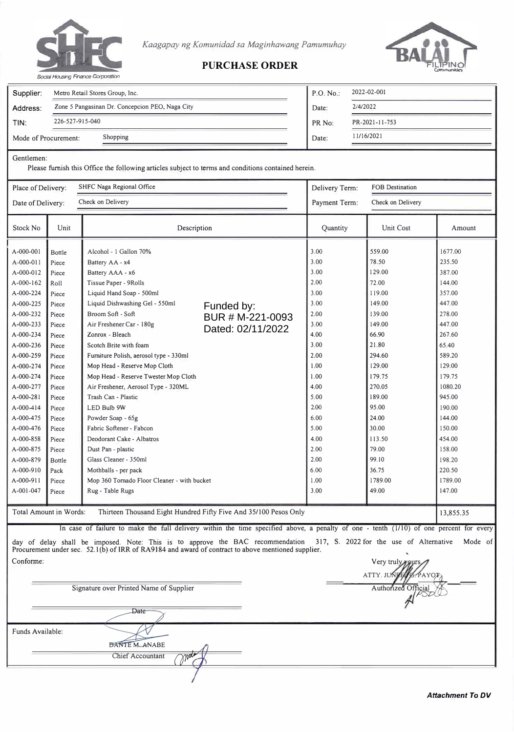Kaagapay ng Komunidad sa Maginhawang Pamumuhay

# PURCHASE ORDER

| | | | |
|---|---|---|---|
| Supplier: | Metro Retail Stores Group, Inc. | P.O. No.: | 2022-02-001 |
| Address: | Zone 5 Pangasinan Dr. Concepcion PEO, Naga City | Date: | 2/4/2022 |
| TIN: | 226-527-915-040 | PR No: | PR-2021-11-753 |
| Mode of Procurement: | Shopping | Date: | 11/16/2021 |

Gentlemen:

Please furnish this Office the following articles subject to terms and conditions contained herein.

| | | | |
|---|---|---|---|
| Place of Delivery: | SHFC Naga Regional Office | Delivery Term: | FOB Destination |
| Date of Delivery: | Check on Delivery | Payment Term: | Check on Delivery |

Funded by:
BUR # M-221-0093
Dated: 02/11/2022

| Stock No | Unit | Description | Quantity | Unit Cost | Amount |
|---|---|---|---|---|---|
| A-000-001 | Bottle | Alcohol - 1 Gallon 70% | 3.00 | 559.00 | 1677.00 |
| A-000-011 | Piece | Battery AA - x4 | 3.00 | 78.50 | 235.50 |
| A-000-012 | Piece | Battery AAA - x6 | 3.00 | 129.00 | 387.00 |
| A-000-162 | Roll | Tissue Paper - 9Rolls | 2.00 | 72.00 | 144.00 |
| A-000-224 | Piece | Liquid Hand Soap - 500ml | 3.00 | 119.00 | 357.00 |
| A-000-225 | Piece | Liquid Dishwashing Gel - 550ml | 3.00 | 149.00 | 447.00 |
| A-000-232 | Piece | Broom Soft - Soft | 2.00 | 139.00 | 278.00 |
| A-000-233 | Piece | Air Freshener Car - 180g | 3.00 | 149.00 | 447.00 |
| A-000-234 | Piece | Zonrox - Bleach | 4.00 | 66.90 | 267.60 |
| A-000-236 | Piece | Scotch Brite with foam | 3.00 | 21.80 | 65.40 |
| A-000-259 | Piece | Furniture Polish, aerosol type - 330ml | 2.00 | 294.60 | 589.20 |
| A-000-274 | Piece | Mop Head - Reserve Mop Cloth | 1.00 | 129.00 | 129.00 |
| A-000-274 | Piece | Mop Head - Reserve Twester Mop Cloth | 1.00 | 179.75 | 179.75 |
| A-000-277 | Piece | Air Freshener, Aerosol Type - 320ML | 4.00 | 270.05 | 1080.20 |
| A-000-281 | Piece | Trash Can - Plastic | 5.00 | 189.00 | 945.00 |
| A-000-414 | Piece | LED Bulb 9W | 2.00 | 95.00 | 190.00 |
| A-000-475 | Piece | Powder Soap - 65g | 6.00 | 24.00 | 144.00 |
| A-000-476 | Piece | Fabric Softener - Fabcon | 5.00 | 30.00 | 150.00 |
| A-000-858 | Piece | Deodorant Cake - Albatros | 4.00 | 113.50 | 454.00 |
| A-000-875 | Piece | Dust Pan - plastic | 2.00 | 79.00 | 158.00 |
| A-000-879 | Bottle | Glass Cleaner - 350ml | 2.00 | 99.10 | 198.20 |
| A-000-910 | Pack | Mothballs - per pack | 6.00 | 36.75 | 220.50 |
| A-000-911 | Piece | Mop 360 Tornado Floor Cleaner - with bucket | 1.00 | 1789.00 | 1789.00 |
| A-001-047 | Piece | Rug - Table Rugs | 3.00 | 49.00 | 147.00 |
| Total Amount in Words: | | Thirteen Thousand Eight Hundred Fifty Five And 35/100 Pesos Only | | | 13,855.35 |

In case of failure to make the full delivery within the time specified above, a penalty of one - tenth (1/10) of one percent for every day of delay shall be imposed. Note: This is to approve the BAC recommendation 317, S. 2022 for the use of Alternative Mode of Procurement under sec. 52.1(b) of IRR of RA9184 and award of contract to above mentioned supplier.

Conforme:

Signature over Printed Name of Supplier

Date

Very truly yours,

ATTY. JUNEFE G. PAYOT

Authorized Official

Funds Available:

DANTE M. ANABE

Chief Accountant

***Attachment To DV***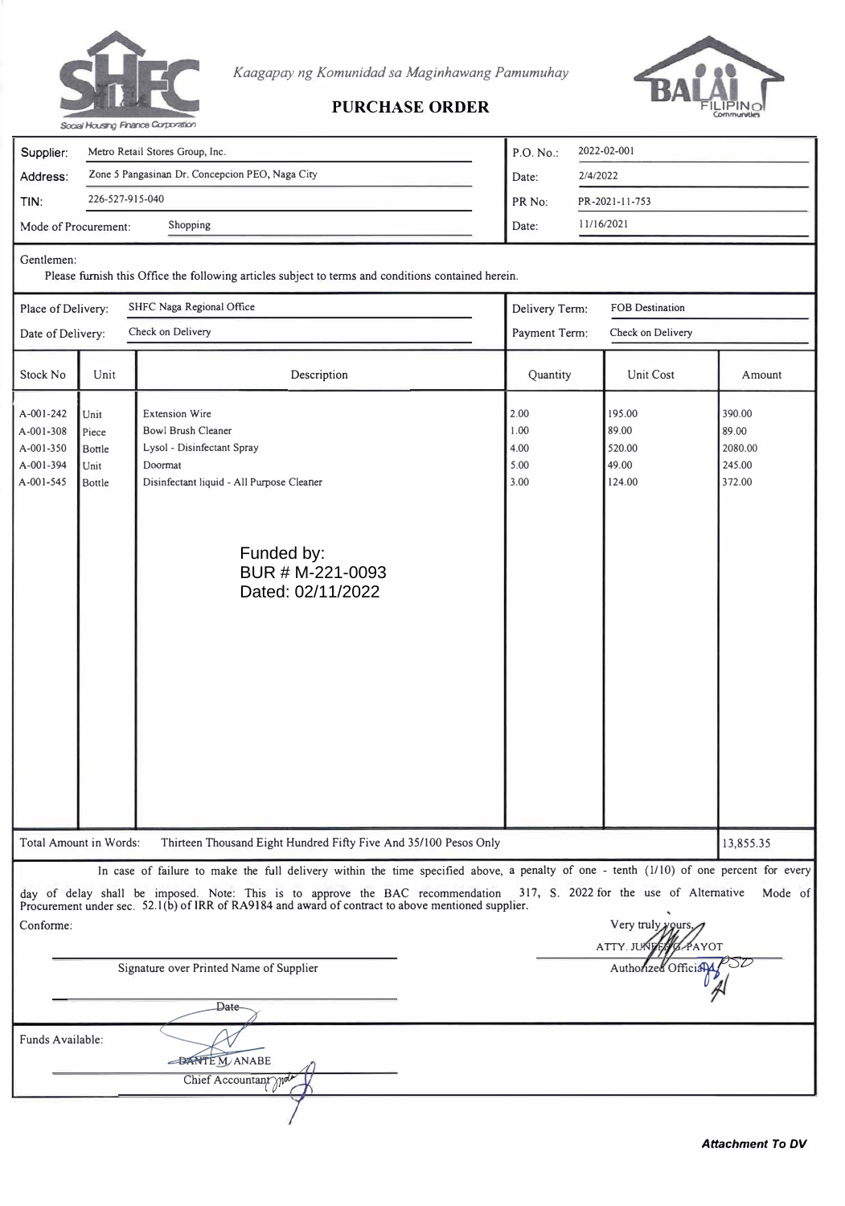Kaagapay ng Komunidad sa Maginhawang Pamumuhay

# PURCHASE ORDER

| | | | |
|---|---|---|---|
| Supplier: | Metro Retail Stores Group, Inc. | P.O. No.: | 2022-02-001 |
| Address: | Zone 5 Pangasinan Dr. Concepcion PEO, Naga City | Date: | 2/4/2022 |
| TIN: | 226-527-915-040 | PR No: | PR-2021-11-753 |
| Mode of Procurement: | Shopping | Date: | 11/16/2021 |

Gentlemen:

Please furnish this Office the following articles subject to terms and conditions contained herein.

| | | | |
|---|---|---|---|
| Place of Delivery: | SHFC Naga Regional Office | Delivery Term: | FOB Destination |
| Date of Delivery: | Check on Delivery | Payment Term: | Check on Delivery |

| Stock No | Unit | Description | Quantity | Unit Cost | Amount |
|---|---|---|---|---|---|
| A-001-242 | Unit | Extension Wire | 2.00 | 195.00 | 390.00 |
| A-001-308 | Piece | Bowl Brush Cleaner | 1.00 | 89.00 | 89.00 |
| A-001-350 | Bottle | Lysol - Disinfectant Spray | 4.00 | 520.00 | 2080.00 |
| A-001-394 | Unit | Doormat | 5.00 | 49.00 | 245.00 |
| A-001-545 | Bottle | Disinfectant liquid - All Purpose Cleaner | 3.00 | 124.00 | 372.00 |

Funded by:
BUR # M-221-0093
Dated: 02/11/2022

Total Amount in Words: Thirteen Thousand Eight Hundred Fifty Five And 35/100 Pesos Only — 13,855.35

In case of failure to make the full delivery within the time specified above, a penalty of one - tenth (1/10) of one percent for every day of delay shall be imposed. Note: This is to approve the BAC recommendation 317, S. 2022 for the use of Alternative Mode of Procurement under sec. 52.1(b) of IRR of RA9184 and award of contract to above mentioned supplier.

Conforme:

Very truly yours,

ATTY. JUNEFE G. PAYOT
Authorized Official

Signature over Printed Name of Supplier

Date

Funds Available:

DANTE M. ANABE
Chief Accountant

***Attachment To DV***